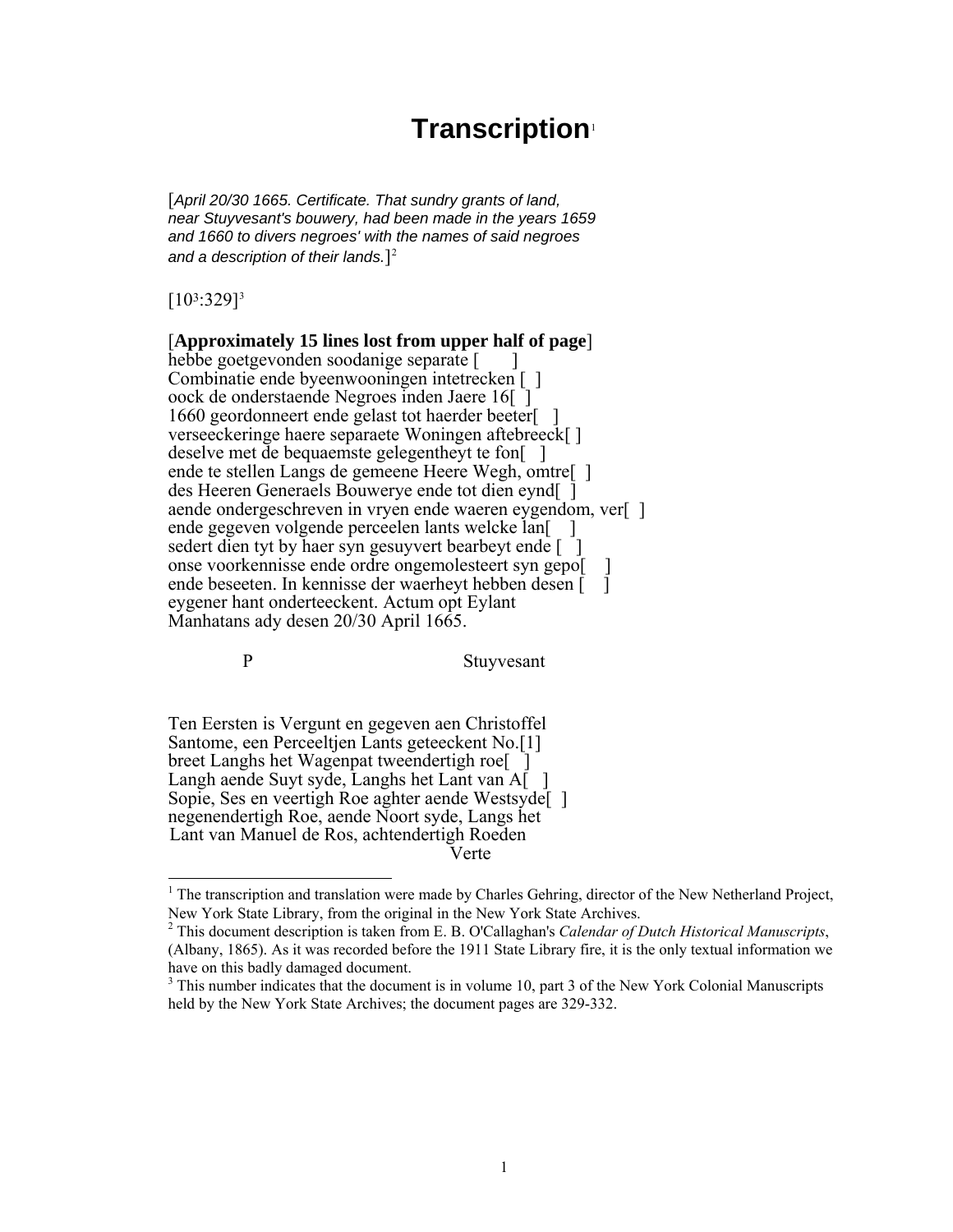# Transcription[1]

[*April 20/30 1665. Certificate. That sundry grants of land, near Stuyvesant's bouwery, had been made in the years 1659 and 1660 to divers negroes' with the names of said negroes and a description of their lands.*][2]

[10³:329][3]

[**Approximately 15 lines lost from upper half of page**]
hebbe goetgevonden soodanige separate [ ]
Combinatie ende byeenwooningen intetrecken [ ]
oock de onderstaende Negroes inden Jaere 16[ ]
1660 geordonneert ende gelast tot haerder beeter[ ]
verseeckeringe haere separaete Woningen aftebreeck[ ]
deselve met de bequaemste gelegentheyt te fon[ ]
ende te stellen Langs de gemeene Heere Wegh, omtre[ ]
des Heeren Generaels Bouwerye ende tot dien eynd[ ]
aende ondergeschreven in vryen ende waeren eygendom, ver[ ]
ende gegeven volgende perceelen lants welcke lan[ ]
sedert dien tyt by haer syn gesuyvert bearbeyt ende [ ]
onse voorkennisse ende ordre ongemolesteert syn gepo[ ]
ende beseeten. In kennisse der waerheyt hebben desen [ ]
eygener hant onderteeckent. Actum opt Eylant
Manhatans ady desen 20/30 April 1665.

P Stuyvesant

Ten Eersten is Vergunt en gegeven aen Christoffel
Santome, een Perceeltjen Lants geteeckent No.[1]
breet Langhs het Wagenpat tweendertigh roe[ ]
Langh aende Suyt syde, Langhs het Lant van A[ ]
Sopie, Ses en veertigh Roe aghter aende Westsyde[ ]
negenendertigh Roe, aende Noort syde, Langs het
Lant van Manuel de Ros, achtendertigh Roeden

Verte

---

[1] The transcription and translation were made by Charles Gehring, director of the New Netherland Project, New York State Library, from the original in the New York State Archives.

[2] This document description is taken from E. B. O'Callaghan's *Calendar of Dutch Historical Manuscripts*, (Albany, 1865). As it was recorded before the 1911 State Library fire, it is the only textual information we have on this badly damaged document.

[3] This number indicates that the document is in volume 10, part 3 of the New York Colonial Manuscripts held by the New York State Archives; the document pages are 329-332.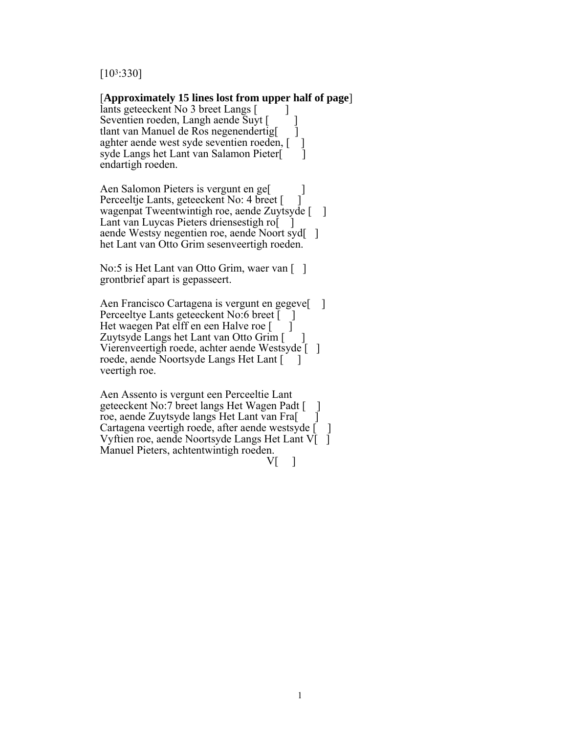[10³:330]

[**Approximately 15 lines lost from upper half of page**]
lants geteeckent No 3 breet Langs [ ]
Seventien roeden, Langh aende Suyt [ ]
tlant van Manuel de Ros negenendertig[ ]
aghter aende west syde seventien roeden, [ ]
syde Langs het Lant van Salamon Pieter[ ]
endartigh roeden.

Aen Salomon Pieters is vergunt en ge[ ]
Perceeltje Lants, geteeckent No: 4 breet [ ]
wagenpat Tweentwintigh roe, aende Zuytsyde [ ]
Lant van Luycas Pieters driensestigh ro[ ]
aende Westsy negentien roe, aende Noort syd[ ]
het Lant van Otto Grim sesenveertigh roeden.

No:5 is Het Lant van Otto Grim, waer van [ ]
grontbrief apart is gepasseert.

Aen Francisco Cartagena is vergunt en gegeve[ ]
Perceeltye Lants geteeckent No:6 breet [ ]
Het waegen Pat elff en een Halve roe [ ]
Zuytsyde Langs het Lant van Otto Grim [ ]
Vierenveertigh roede, achter aende Westsyde [ ]
roede, aende Noortsyde Langs Het Lant [ ]
veertigh roe.

Aen Assento is vergunt een Perceeltie Lant
geteeckent No:7 breet langs Het Wagen Padt [ ]
roe, aende Zuytsyde langs Het Lant van Fra[ ]
Cartagena veertigh roede, after aende westsyde [ ]
Vyftien roe, aende Noortsyde Langs Het Lant V[ ]
Manuel Pieters, achtentwintigh roeden.
V[ ]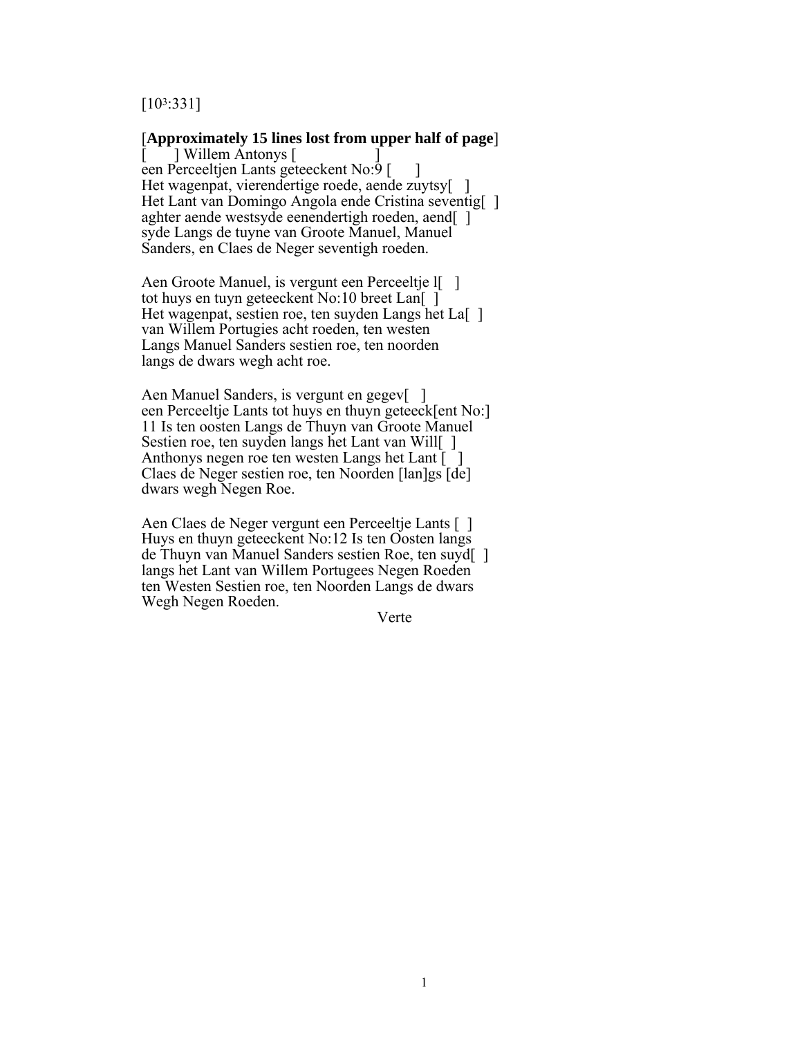[10³:331]

[**Approximately 15 lines lost from upper half of page**]
[      ] Willem Antonys [                ]
een Perceeltjen Lants geteeckent No:9 [      ]
Het wagenpat, vierendertige roede, aende zuytsy[   ]
Het Lant van Domingo Angola ende Cristina seventig[  ]
aghter aende westsyde eenendertigh roeden, aend[  ]
syde Langs de tuyne van Groote Manuel, Manuel
Sanders, en Claes de Neger seventigh roeden.

Aen Groote Manuel, is vergunt een Perceeltje l[   ]
tot huys en tuyn geteeckent No:10 breet Lan[  ]
Het wagenpat, sestien roe, ten suyden Langs het La[  ]
van Willem Portugies acht roeden, ten westen
Langs Manuel Sanders sestien roe, ten noorden
langs de dwars wegh acht roe.

Aen Manuel Sanders, is vergunt en gegev[   ]
een Perceeltje Lants tot huys en thuyn geteeck[ent No:]
11 Is ten oosten Langs de Thuyn van Groote Manuel
Sestien roe, ten suyden langs het Lant van Will[  ]
Anthonys negen roe ten westen Langs het Lant [   ]
Claes de Neger sestien roe, ten Noorden [lan]gs [de]
dwars wegh Negen Roe.

Aen Claes de Neger vergunt een Perceeltje Lants [  ]
Huys en thuyn geteeckent No:12 Is ten Oosten langs
de Thuyn van Manuel Sanders sestien Roe, ten suyd[  ]
langs het Lant van Willem Portugees Negen Roeden
ten Westen Sestien roe, ten Noorden Langs de dwars
Wegh Negen Roeden.

Verte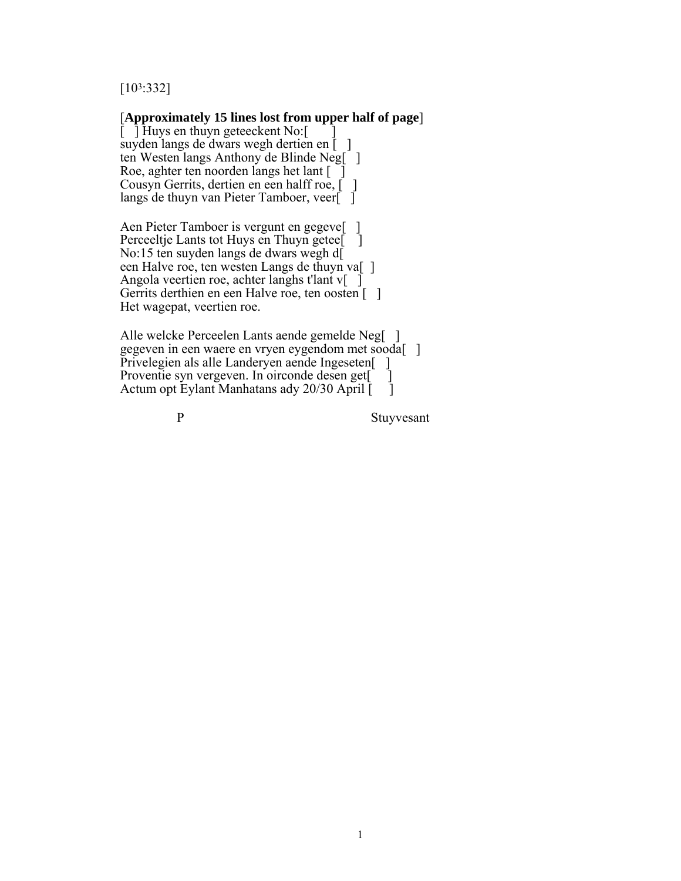[10³:332]

[**Approximately 15 lines lost from upper half of page**]
[ ] Huys en thuyn geteeckent No:[ ]
suyden langs de dwars wegh dertien en [ ]
ten Westen langs Anthony de Blinde Neg[ ]
Roe, aghter ten noorden langs het lant [ ]
Cousyn Gerrits, dertien en een halff roe, [ ]
langs de thuyn van Pieter Tamboer, veer[ ]

Aen Pieter Tamboer is vergunt en gegeve[ ]
Perceeltje Lants tot Huys en Thuyn getee[ ]
No:15 ten suyden langs de dwars wegh d[
een Halve roe, ten westen Langs de thuyn va[ ]
Angola veertien roe, achter langhs t'lant v[ ]
Gerrits derthien en een Halve roe, ten oosten [ ]
Het wagepat, veertien roe.

Alle welcke Perceelen Lants aende gemelde Neg[ ]
gegeven in een waere en vryen eygendom met sooda[ ]
Privelegien als alle Landeryen aende Ingeseten[ ]
Proventie syn vergeven. In oirconde desen get[ ]
Actum opt Eylant Manhatans ady 20/30 April [ ]

P Stuyvesant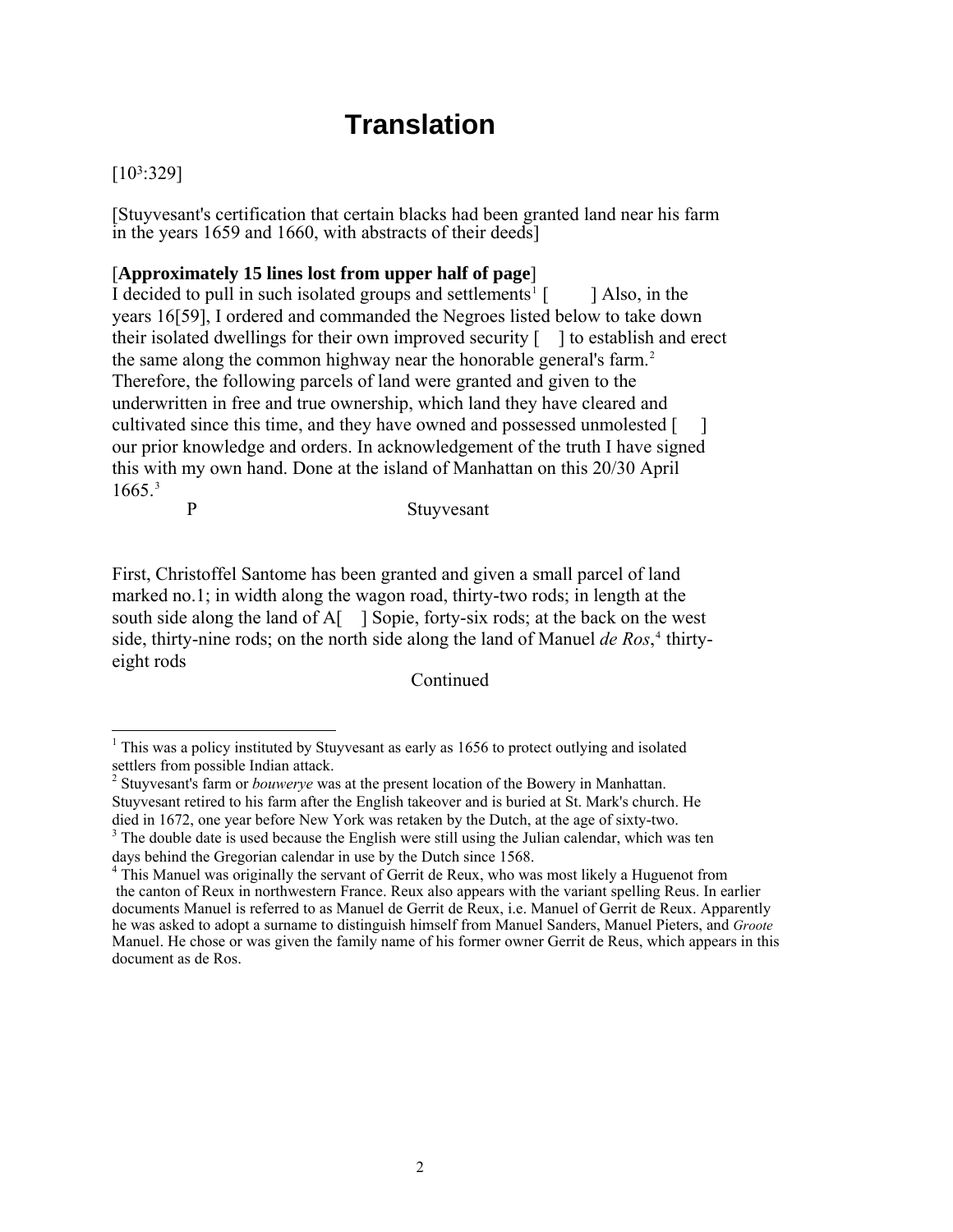# Translation

[10³:329]

[Stuyvesant's certification that certain blacks had been granted land near his farm in the years 1659 and 1660, with abstracts of their deeds]

[**Approximately 15 lines lost from upper half of page**]

I decided to pull in such isolated groups and settlements[1] [ ] Also, in the years 16[59], I ordered and commanded the Negroes listed below to take down their isolated dwellings for their own improved security [ ] to establish and erect the same along the common highway near the honorable general's farm.[2] Therefore, the following parcels of land were granted and given to the underwritten in free and true ownership, which land they have cleared and cultivated since this time, and they have owned and possessed unmolested [ ] our prior knowledge and orders. In acknowledgement of the truth I have signed this with my own hand. Done at the island of Manhattan on this 20/30 April 1665.[3]

P Stuyvesant

First, Christoffel Santome has been granted and given a small parcel of land marked no.1; in width along the wagon road, thirty-two rods; in length at the south side along the land of A[ ] Sopie, forty-six rods; at the back on the west side, thirty-nine rods; on the north side along the land of Manuel *de Ros*,[4] thirty-eight rods

Continued

---

[1] This was a policy instituted by Stuyvesant as early as 1656 to protect outlying and isolated settlers from possible Indian attack.

[2] Stuyvesant's farm or *bouwerye* was at the present location of the Bowery in Manhattan. Stuyvesant retired to his farm after the English takeover and is buried at St. Mark's church. He died in 1672, one year before New York was retaken by the Dutch, at the age of sixty-two.

[3] The double date is used because the English were still using the Julian calendar, which was ten days behind the Gregorian calendar in use by the Dutch since 1568.

[4] This Manuel was originally the servant of Gerrit de Reux, who was most likely a Huguenot from the canton of Reux in northwestern France. Reux also appears with the variant spelling Reus. In earlier documents Manuel is referred to as Manuel de Gerrit de Reux, i.e. Manuel of Gerrit de Reux. Apparently he was asked to adopt a surname to distinguish himself from Manuel Sanders, Manuel Pieters, and *Groote* Manuel. He chose or was given the family name of his former owner Gerrit de Reus, which appears in this document as de Ros.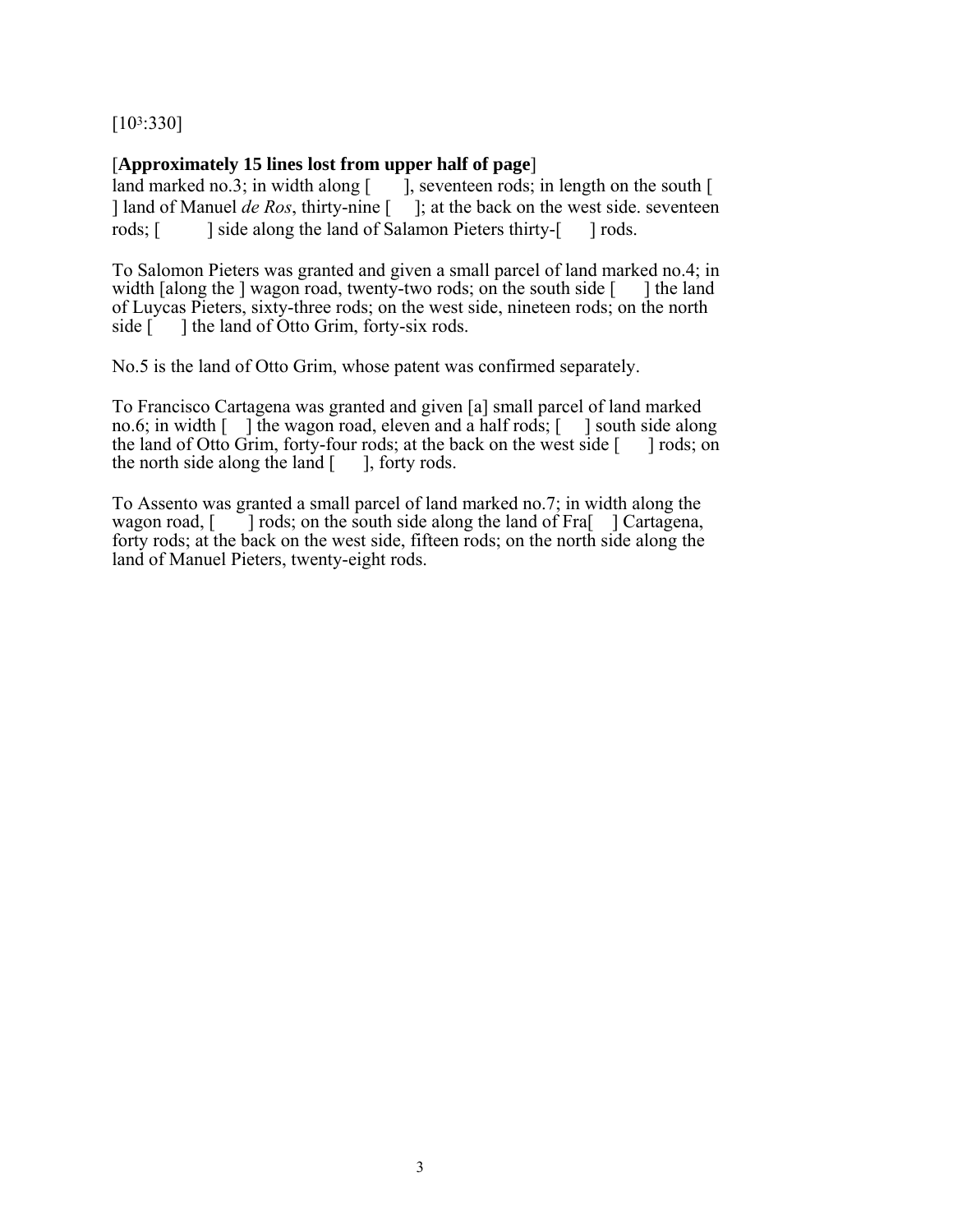[10³:330]

[**Approximately 15 lines lost from upper half of page**]
land marked no.3; in width along [ ], seventeen rods; in length on the south [ ] land of Manuel *de Ros*, thirty-nine [ ]; at the back on the west side. seventeen rods; [ ] side along the land of Salamon Pieters thirty-[ ] rods.

To Salomon Pieters was granted and given a small parcel of land marked no.4; in width [along the ] wagon road, twenty-two rods; on the south side [ ] the land of Luycas Pieters, sixty-three rods; on the west side, nineteen rods; on the north side [ ] the land of Otto Grim, forty-six rods.

No.5 is the land of Otto Grim, whose patent was confirmed separately.

To Francisco Cartagena was granted and given [a] small parcel of land marked no.6; in width [ ] the wagon road, eleven and a half rods; [ ] south side along the land of Otto Grim, forty-four rods; at the back on the west side [ ] rods; on the north side along the land [ ], forty rods.

To Assento was granted a small parcel of land marked no.7; in width along the wagon road, [ ] rods; on the south side along the land of Fra[ ] Cartagena, forty rods; at the back on the west side, fifteen rods; on the north side along the land of Manuel Pieters, twenty-eight rods.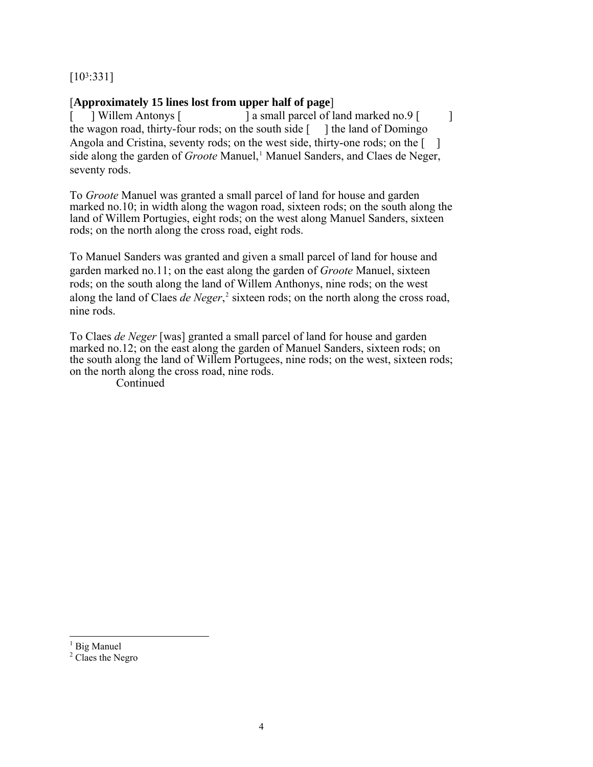[10³:331]

[**Approximately 15 lines lost from upper half of page**]
[ ] Willem Antonys [ ] a small parcel of land marked no.9 [ ] the wagon road, thirty-four rods; on the south side [ ] the land of Domingo Angola and Cristina, seventy rods; on the west side, thirty-one rods; on the [ ] side along the garden of *Groote* Manuel,[1] Manuel Sanders, and Claes de Neger, seventy rods.

To *Groote* Manuel was granted a small parcel of land for house and garden marked no.10; in width along the wagon road, sixteen rods; on the south along the land of Willem Portugies, eight rods; on the west along Manuel Sanders, sixteen rods; on the north along the cross road, eight rods.

To Manuel Sanders was granted and given a small parcel of land for house and garden marked no.11; on the east along the garden of *Groote* Manuel, sixteen rods; on the south along the land of Willem Anthonys, nine rods; on the west along the land of Claes *de Neger*,[2] sixteen rods; on the north along the cross road, nine rods.

To Claes *de Neger* [was] granted a small parcel of land for house and garden marked no.12; on the east along the garden of Manuel Sanders, sixteen rods; on the south along the land of Willem Portugees, nine rods; on the west, sixteen rods; on the north along the cross road, nine rods.

Continued

---

[1] Big Manuel

[2] Claes the Negro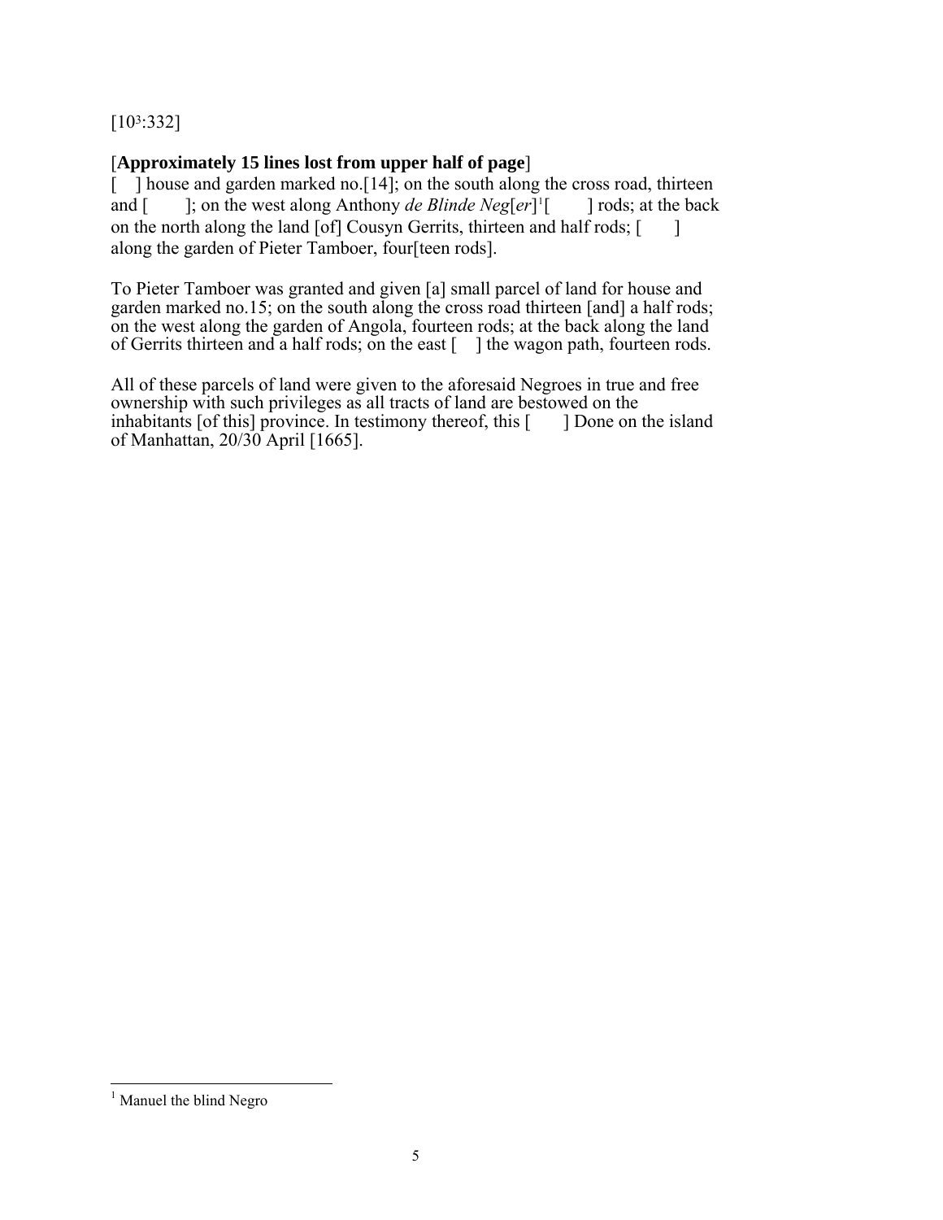[10³:332]

[**Approximately 15 lines lost from upper half of page**]
[ ] house and garden marked no.[14]; on the south along the cross road, thirteen and [ ]; on the west along Anthony *de Blinde Neg*[*er*][1][ ] rods; at the back on the north along the land [of] Cousyn Gerrits, thirteen and half rods; [ ] along the garden of Pieter Tamboer, four[teen rods].

To Pieter Tamboer was granted and given [a] small parcel of land for house and garden marked no.15; on the south along the cross road thirteen [and] a half rods; on the west along the garden of Angola, fourteen rods; at the back along the land of Gerrits thirteen and a half rods; on the east [ ] the wagon path, fourteen rods.

All of these parcels of land were given to the aforesaid Negroes in true and free ownership with such privileges as all tracts of land are bestowed on the inhabitants [of this] province. In testimony thereof, this [ ] Done on the island of Manhattan, 20/30 April [1665].

---

[1] Manuel the blind Negro